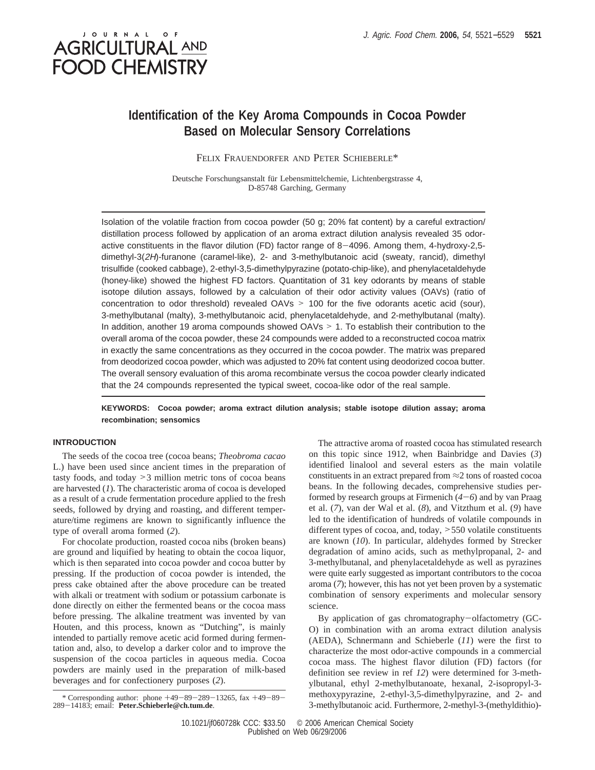# Identification of the Key Aroma Compounds in Cocoa Powder Based on Molecular Sensory Correlations

FELIX FRAUENDORFER AND PETER SCHIEBERLE*

Deutsche Forschungsanstalt für Lebensmittelchemie, Lichtenbergstrasse 4, D-85748 Garching, Germany

Isolation of the volatile fraction from cocoa powder (50 g; 20% fat content) by a careful extraction/distillation process followed by application of an aroma extract dilution analysis revealed 35 odor-active constituents in the flavor dilution (FD) factor range of 8−4096. Among them, 4-hydroxy-2,5-dimethyl-3(*2H*)-furanone (caramel-like), 2- and 3-methylbutanoic acid (sweaty, rancid), dimethyl trisulfide (cooked cabbage), 2-ethyl-3,5-dimethylpyrazine (potato-chip-like), and phenylacetaldehyde (honey-like) showed the highest FD factors. Quantitation of 31 key odorants by means of stable isotope dilution assays, followed by a calculation of their odor activity values (OAVs) (ratio of concentration to odor threshold) revealed OAVs > 100 for the five odorants acetic acid (sour), 3-methylbutanal (malty), 3-methylbutanoic acid, phenylacetaldehyde, and 2-methylbutanal (malty). In addition, another 19 aroma compounds showed OAVs > 1. To establish their contribution to the overall aroma of the cocoa powder, these 24 compounds were added to a reconstructed cocoa matrix in exactly the same concentrations as they occurred in the cocoa powder. The matrix was prepared from deodorized cocoa powder, which was adjusted to 20% fat content using deodorized cocoa butter. The overall sensory evaluation of this aroma recombinate versus the cocoa powder clearly indicated that the 24 compounds represented the typical sweet, cocoa-like odor of the real sample.

**KEYWORDS: Cocoa powder; aroma extract dilution analysis; stable isotope dilution assay; aroma recombination; sensomics**

## INTRODUCTION

The seeds of the cocoa tree (cocoa beans; *Theobroma cacao* L.) have been used since ancient times in the preparation of tasty foods, and today >3 million metric tons of cocoa beans are harvested (*1*). The characteristic aroma of cocoa is developed as a result of a crude fermentation procedure applied to the fresh seeds, followed by drying and roasting, and different temperature/time regimens are known to significantly influence the type of overall aroma formed (*2*).

For chocolate production, roasted cocoa nibs (broken beans) are ground and liquified by heating to obtain the cocoa liquor, which is then separated into cocoa powder and cocoa butter by pressing. If the production of cocoa powder is intended, the press cake obtained after the above procedure can be treated with alkali or treatment with sodium or potassium carbonate is done directly on either the fermented beans or the cocoa mass before pressing. The alkaline treatment was invented by van Houten, and this process, known as "Dutching", is mainly intended to partially remove acetic acid formed during fermentation and, also, to develop a darker color and to improve the suspension of the cocoa particles in aqueous media. Cocoa powders are mainly used in the preparation of milk-based beverages and for confectionery purposes (*2*).

The attractive aroma of roasted cocoa has stimulated research on this topic since 1912, when Bainbridge and Davies (*3*) identified linalool and several esters as the main volatile constituents in an extract prepared from ≈2 tons of roasted cocoa beans. In the following decades, comprehensive studies performed by research groups at Firmenich (*4*−*6*) and by van Praag et al. (*7*), van der Wal et al. (*8*), and Vitzthum et al. (*9*) have led to the identification of hundreds of volatile compounds in different types of cocoa, and, today, >550 volatile constituents are known (*10*). In particular, aldehydes formed by Strecker degradation of amino acids, such as methylpropanal, 2- and 3-methylbutanal, and phenylacetaldehyde as well as pyrazines were quite early suggested as important contributors to the cocoa aroma (*7*); however, this has not yet been proven by a systematic combination of sensory experiments and molecular sensory science.

By application of gas chromatography−olfactometry (GC-O) in combination with an aroma extract dilution analysis (AEDA), Schnermann and Schieberle (*11*) were the first to characterize the most odor-active compounds in a commercial cocoa mass. The highest flavor dilution (FD) factors (for definition see review in ref *12*) were determined for 3-methylbutanal, ethyl 2-methylbutanoate, hexanal, 2-isopropyl-3-methoxypyrazine, 2-ethyl-3,5-dimethylpyrazine, and 2- and 3-methylbutanoic acid. Furthermore, 2-methyl-3-(methyldithio)-

\* Corresponding author: phone +49−89−289−13265, fax +49−89−289−14183; email: **Peter.Schieberle@ch.tum.de**.

10.1021/jf060728k CCC: $33.50 © 2006 American Chemical Society
Published on Web 06/29/2006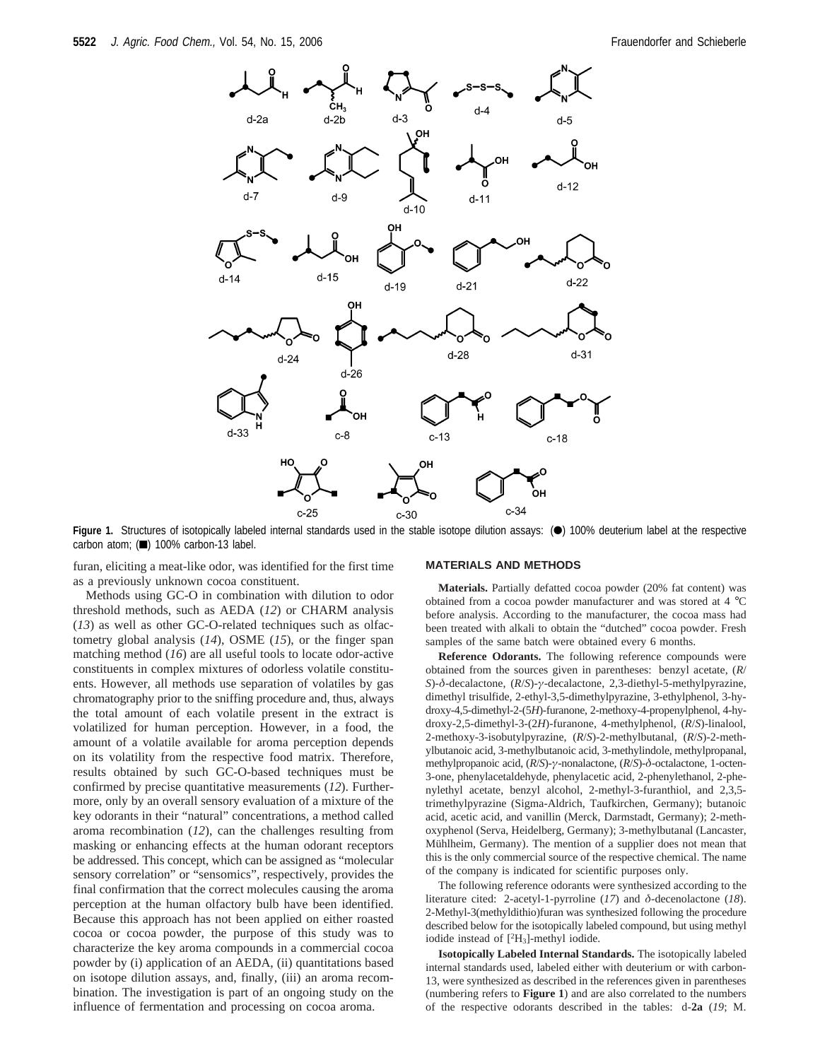**Figure 1.** Structures of isotopically labeled internal standards used in the stable isotope dilution assays: (●) 100% deuterium label at the respective carbon atom; (■) 100% carbon-13 label.

furan, eliciting a meat-like odor, was identified for the first time as a previously unknown cocoa constituent.

Methods using GC-O in combination with dilution to odor threshold methods, such as AEDA (*12*) or CHARM analysis (*13*) as well as other GC-O-related techniques such as olfactometry global analysis (*14*), OSME (*15*), or the finger span matching method (*16*) are all useful tools to locate odor-active constituents in complex mixtures of odorless volatile constituents. However, all methods use separation of volatiles by gas chromatography prior to the sniffing procedure and, thus, always the total amount of each volatile present in the extract is volatilized for human perception. However, in a food, the amount of a volatile available for aroma perception depends on its volatility from the respective food matrix. Therefore, results obtained by such GC-O-based techniques must be confirmed by precise quantitative measurements (*12*). Furthermore, only by an overall sensory evaluation of a mixture of the key odorants in their "natural" concentrations, a method called aroma recombination (*12*), can the challenges resulting from masking or enhancing effects at the human odorant receptors be addressed. This concept, which can be assigned as "molecular sensory correlation" or "sensomics", respectively, provides the final confirmation that the correct molecules causing the aroma perception at the human olfactory bulb have been identified. Because this approach has not been applied on either roasted cocoa or cocoa powder, the purpose of this study was to characterize the key aroma compounds in a commercial cocoa powder by (i) application of an AEDA, (ii) quantitations based on isotope dilution assays, and, finally, (iii) an aroma recombination. The investigation is part of an ongoing study on the influence of fermentation and processing on cocoa aroma.

## MATERIALS AND METHODS

**Materials.** Partially defatted cocoa powder (20% fat content) was obtained from a cocoa powder manufacturer and was stored at 4 °C before analysis. According to the manufacturer, the cocoa mass had been treated with alkali to obtain the "dutched" cocoa powder. Fresh samples of the same batch were obtained every 6 months.

**Reference Odorants.** The following reference compounds were obtained from the sources given in parentheses: benzyl acetate, (*R*/*S*)-δ-decalactone, (*R*/*S*)-γ-decalactone, 2,3-diethyl-5-methylpyrazine, dimethyl trisulfide, 2-ethyl-3,5-dimethylpyrazine, 3-ethylphenol, 3-hydroxy-4,5-dimethyl-2-(5*H*)-furanone, 2-methoxy-4-propenylphenol, 4-hydroxy-2,5-dimethyl-3-(2*H*)-furanone, 4-methylphenol, (*R*/*S*)-linalool, 2-methoxy-3-isobutylpyrazine, (*R*/*S*)-2-methylbutanal, (*R*/*S*)-2-methylbutanoic acid, 3-methylbutanoic acid, 3-methylindole, methylpropanal, methylpropanoic acid, (*R*/*S*)-γ-nonalactone, (*R*/*S*)-δ-octalactone, 1-octen-3-one, phenylacetaldehyde, phenylacetic acid, 2-phenylethanol, 2-phenylethyl acetate, benzyl alcohol, 2-methyl-3-furanthiol, and 2,3,5-trimethylpyrazine (Sigma-Aldrich, Taufkirchen, Germany); butanoic acid, acetic acid, and vanillin (Merck, Darmstadt, Germany); 2-methoxyphenol (Serva, Heidelberg, Germany); 3-methylbutanal (Lancaster, Mühlheim, Germany). The mention of a supplier does not mean that this is the only commercial source of the respective chemical. The name of the company is indicated for scientific purposes only.

The following reference odorants were synthesized according to the literature cited: 2-acetyl-1-pyrroline (*17*) and δ-decenolactone (*18*). 2-Methyl-3(methyldithio)furan was synthesized following the procedure described below for the isotopically labeled compound, but using methyl iodide instead of [$^2H_3$]-methyl iodide.

**Isotopically Labeled Internal Standards.** The isotopically labeled internal standards used, labeled either with deuterium or with carbon-13, were synthesized as described in the references given in parentheses (numbering refers to **Figure 1**) and are also correlated to the numbers of the respective odorants described in the tables: d-**2a** (*19*; M.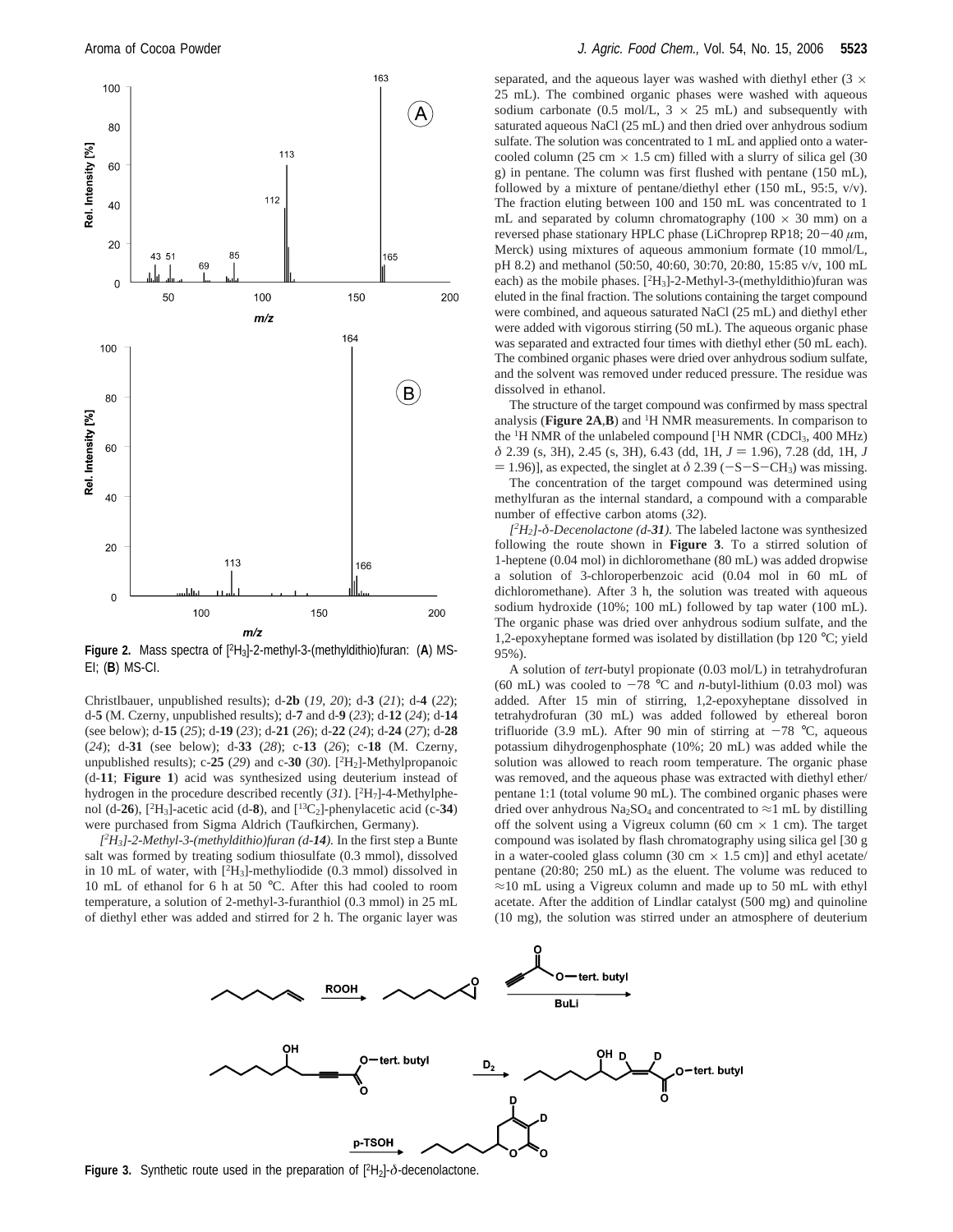**Figure 2.** Mass spectra of [$^{2}H_{3}$]-2-methyl-3-(methyldithio)furan: (**A**) MS-EI; (**B**) MS-CI.

Christlbauer, unpublished results); d-**2b** (*19*, *20*); d-**3** (*21*); d-**4** (*22*); d-**5** (M. Czerny, unpublished results); d-**7** and d-**9** (*23*); d-**12** (*24*); d-**14** (see below); d-**15** (*25*); d-**19** (*23*); d-**21** (*26*); d-**22** (*24*); d-**24** (*27*); d-**28** (*24*); d-**31** (see below); d-**33** (*28*); c-**13** (*26*); c-**18** (M. Czerny, unpublished results); c-**25** (*29*) and c-**30** (*30*). [$^{2}H_{2}$]-Methylpropanoic (d-**11**; **Figure 1**) acid was synthesized using deuterium instead of hydrogen in the procedure described recently (*31*). [$^{2}H_{7}$]-4-Methylphenol (d-**26**), [$^{2}H_{3}$]-acetic acid (d-**8**), and [$^{13}C_{2}$]-phenylacetic acid (c-**34**) were purchased from Sigma Aldrich (Taufkirchen, Germany).

*[$^{2}H_{3}$]-2-Methyl-3-(methyldithio)furan (d-**14**).* In the first step a Bunte salt was formed by treating sodium thiosulfate (0.3 mmol), dissolved in 10 mL of water, with [$^{2}H_{3}$]-methyliodide (0.3 mmol) dissolved in 10 mL of ethanol for 6 h at 50 °C. After this had cooled to room temperature, a solution of 2-methyl-3-furanthiol (0.3 mmol) in 25 mL of diethyl ether was added and stirred for 2 h. The organic layer was separated, and the aqueous layer was washed with diethyl ether (3 × 25 mL). The combined organic phases were washed with aqueous sodium carbonate (0.5 mol/L, 3 × 25 mL) and subsequently with saturated aqueous NaCl (25 mL) and then dried over anhydrous sodium sulfate. The solution was concentrated to 1 mL and applied onto a water-cooled column (25 cm × 1.5 cm) filled with a slurry of silica gel (30 g) in pentane. The column was first flushed with pentane (150 mL), followed by a mixture of pentane/diethyl ether (150 mL, 95:5, v/v). The fraction eluting between 100 and 150 mL was concentrated to 1 mL and separated by column chromatography (100 × 30 mm) on a reversed phase stationary HPLC phase (LiChroprep RP18; 20−40 μm, Merck) using mixtures of aqueous ammonium formate (10 mmol/L, pH 8.2) and methanol (50:50, 40:60, 30:70, 20:80, 15:85 v/v, 100 mL each) as the mobile phases. [$^{2}H_{3}$]-2-Methyl-3-(methyldithio)furan was eluted in the final fraction. The solutions containing the target compound were combined, and aqueous saturated NaCl (25 mL) and diethyl ether were added with vigorous stirring (50 mL). The aqueous organic phase was separated and extracted four times with diethyl ether (50 mL each). The combined organic phases were dried over anhydrous sodium sulfate, and the solvent was removed under reduced pressure. The residue was dissolved in ethanol.

The structure of the target compound was confirmed by mass spectral analysis (**Figure 2A**,**B**) and $^{1}$H NMR measurements. In comparison to the $^{1}$H NMR of the unlabeled compound [$^{1}$H NMR ($CDCl_3$, 400 MHz) δ 2.39 (s, 3H), 2.45 (s, 3H), 6.43 (dd, 1H, $J$ = 1.96), 7.28 (dd, 1H, $J$ = 1.96)], as expected, the singlet at δ 2.39 (−S−S−$CH_3$) was missing.

The concentration of the target compound was determined using methylfuran as the internal standard, a compound with a comparable number of effective carbon atoms (*32*).

*[$^{2}H_{2}$]-δ-Decenolactone (d-**31**).* The labeled lactone was synthesized following the route shown in **Figure 3**. To a stirred solution of 1-heptene (0.04 mol) in dichloromethane (80 mL) was added dropwise a solution of 3-chloroperbenzoic acid (0.04 mol in 60 mL of dichloromethane). After 3 h, the solution was treated with aqueous sodium hydroxide (10%; 100 mL) followed by tap water (100 mL). The organic phase was dried over anhydrous sodium sulfate, and the 1,2-epoxyheptane formed was isolated by distillation (bp 120 °C; yield 95%).

A solution of *tert*-butyl propionate (0.03 mol/L) in tetrahydrofuran (60 mL) was cooled to −78 °C and *n*-butyl-lithium (0.03 mol) was added. After 15 min of stirring, 1,2-epoxyheptane dissolved in tetrahydrofuran (30 mL) was added followed by ethereal boron trifluoride (3.9 mL). After 90 min of stirring at −78 °C, aqueous potassium dihydrogenphosphate (10%; 20 mL) was added while the solution was allowed to reach room temperature. The organic phase was removed, and the aqueous phase was extracted with diethyl ether/pentane 1:1 (total volume 90 mL). The combined organic phases were dried over anhydrous $Na_2SO_4$ and concentrated to ≈1 mL by distilling off the solvent using a Vigreux column (60 cm × 1 cm). The target compound was isolated by flash chromatography using silica gel [30 g in a water-cooled column (30 cm × 1.5 cm)] and ethyl acetate/pentane (20:80; 250 mL) as the eluent. The volume was reduced to ≈10 mL using a Vigreux column and made up to 50 mL with ethyl acetate. After the addition of Lindlar catalyst (500 mg) and quinoline (10 mg), the solution was stirred under an atmosphere of deuterium

**Figure 3.** Synthetic route used in the preparation of [$^{2}H_{2}$]-δ-decenolactone.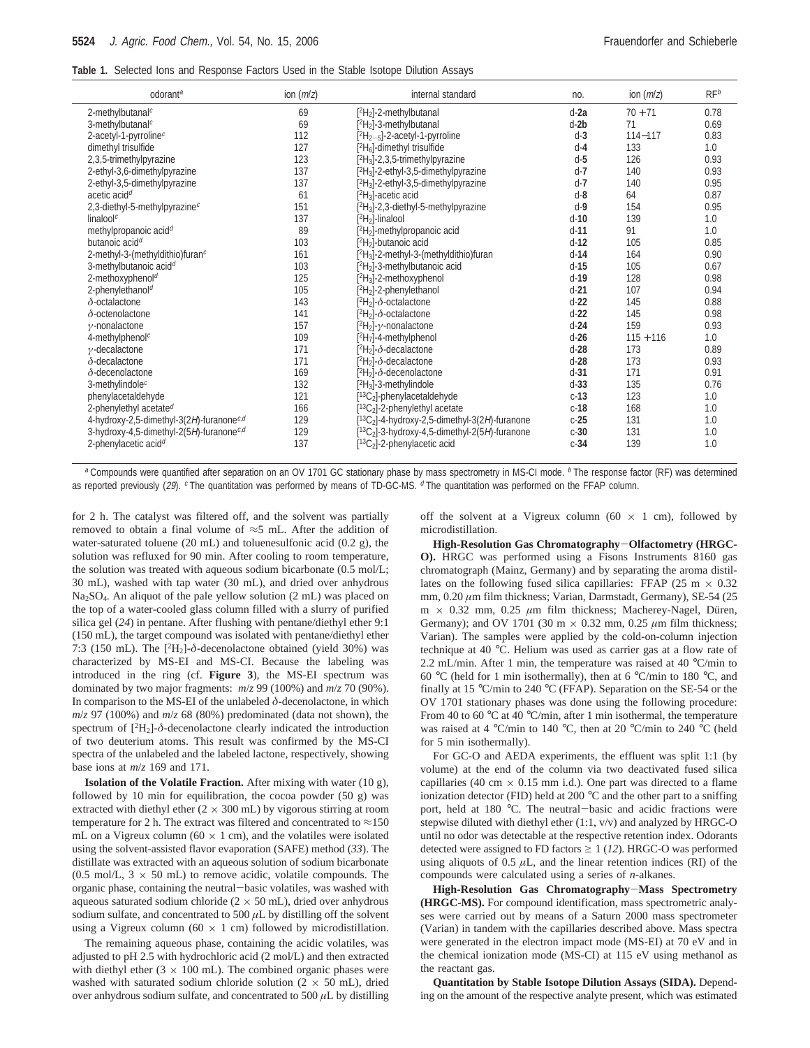**Table 1.** Selected Ions and Response Factors Used in the Stable Isotope Dilution Assays

| odorant[a] | ion (m/z) | internal standard | no. | ion (m/z) | RF[b] |
|---|---|---|---|---|---|
| 2-methylbutanal[c] | 69 | [$^{2}H_{2}$]-2-methylbutanal | d-**2a** | 70 + 71 | 0.78 |
| 3-methylbutanal[c] | 69 | [$^{2}H_{2}$]-3-methylbutanal | d-**2b** | 71 | 0.69 |
| 2-acetyl-1-pyrroline[c] | 112 | [$^{2}H_{2-5}$]-2-acetyl-1-pyrroline | d-**3** | 114–117 | 0.83 |
| dimethyl trisulfide | 127 | [$^{2}H_{6}$]-dimethyl trisulfide | d-**4** | 133 | 1.0 |
| 2,3,5-trimethylpyrazine | 123 | [$^{2}H_{3}$]-2,3,5-trimethylpyrazine | d-**5** | 126 | 0.93 |
| 2-ethyl-3,6-dimethylpyrazine | 137 | [$^{2}H_{3}$]-2-ethyl-3,5-dimethylpyrazine | d-**7** | 140 | 0.93 |
| 2-ethyl-3,5-dimethylpyrazine | 137 | [$^{2}H_{3}$]-2-ethyl-3,5-dimethylpyrazine | d-**7** | 140 | 0.95 |
| acetic acid[d] | 61 | [$^{2}H_{3}$]-acetic acid | d-**8** | 64 | 0.87 |
| 2,3-diethyl-5-methylpyrazine[c] | 151 | [$^{2}H_{3}$]-2,3-diethyl-5-methylpyrazine | d-**9** | 154 | 0.95 |
| linalool[c] | 137 | [$^{2}H_{2}$]-linalool | d-**10** | 139 | 1.0 |
| methylpropanoic acid[d] | 89 | [$^{2}H_{2}$]-methylpropanoic acid | d-**11** | 91 | 1.0 |
| butanoic acid[d] | 103 | [$^{2}H_{2}$]-butanoic acid | d-**12** | 105 | 0.85 |
| 2-methyl-3-(methyldithio)furan[c] | 161 | [$^{2}H_{3}$]-2-methyl-3-(methyldithio)furan | d-**14** | 164 | 0.90 |
| 3-methylbutanoic acid[d] | 103 | [$^{2}H_{2}$]-3-methylbutanoic acid | d-**15** | 105 | 0.67 |
| 2-methoxyphenol[d] | 125 | [$^{2}H_{3}$]-2-methoxyphenol | d-**19** | 128 | 0.98 |
| 2-phenylethanol[d] | 105 | [$^{2}H_{2}$]-2-phenylethanol | d-**21** | 107 | 0.94 |
| δ-octalactone | 143 | [$^{2}H_{2}$]-δ-octalactone | d-**22** | 145 | 0.88 |
| δ-octenolactone | 141 | [$^{2}H_{2}$]-δ-octalactone | d-**22** | 145 | 0.98 |
| γ-nonalactone | 157 | [$^{2}H_{2}$]-γ-nonalactone | d-**24** | 159 | 0.93 |
| 4-methylphenol[c] | 109 | [$^{2}H_{7}$]-4-methylphenol | d-**26** | 115 + 116 | 1.0 |
| γ-decalactone | 171 | [$^{2}H_{2}$]-δ-decalactone | d-**28** | 173 | 0.89 |
| δ-decalactone | 171 | [$^{2}H_{2}$]-δ-decalactone | d-**28** | 173 | 0.93 |
| δ-decenolactone | 169 | [$^{2}H_{2}$]-δ-decenolactone | d-**31** | 171 | 0.91 |
| 3-methylindole[c] | 132 | [$^{2}H_{3}$]-3-methylindole | d-**33** | 135 | 0.76 |
| phenylacetaldehyde | 121 | [$^{13}C_{2}$]-phenylacetaldehyde | c-**13** | 123 | 1.0 |
| 2-phenylethyl acetate[d] | 166 | [$^{13}C_{2}$]-2-phenylethyl acetate | c-**18** | 168 | 1.0 |
| 4-hydroxy-2,5-dimethyl-3(2*H*)-furanone[c,d] | 129 | [$^{13}C_{2}$]-4-hydroxy-2,5-dimethyl-3(2*H*)-furanone | c-**25** | 131 | 1.0 |
| 3-hydroxy-4,5-dimethyl-2(5*H*)-furanone[c,d] | 129 | [$^{13}C_{2}$]-3-hydroxy-4,5-dimethyl-2(5*H*)-furanone | c-**30** | 131 | 1.0 |
| 2-phenylacetic acid[d] | 137 | [$^{13}C_{2}$]-2-phenylacetic acid | c-**34** | 139 | 1.0 |

[a] Compounds were quantified after separation on an OV 1701 GC stationary phase by mass spectrometry in MS-CI mode. [b] The response factor (RF) was determined as reported previously (*29*). [c] The quantitation was performed by means of TD-GC-MS. [d] The quantitation was performed on the FFAP column.

for 2 h. The catalyst was filtered off, and the solvent was partially removed to obtain a final volume of ≈5 mL. After the addition of water-saturated toluene (20 mL) and toluenesulfonic acid (0.2 g), the solution was refluxed for 90 min. After cooling to room temperature, the solution was treated with aqueous sodium bicarbonate (0.5 mol/L; 30 mL), washed with tap water (30 mL), and dried over anhydrous $Na_2SO_4$. An aliquot of the pale yellow solution (2 mL) was placed on the top of a water-cooled glass column filled with a slurry of purified silica gel (*24*) in pentane. After flushing with pentane/diethyl ether 9:1 (150 mL), the target compound was isolated with pentane/diethyl ether 7:3 (150 mL). The [$^{2}H_{2}$]-δ-decenolactone obtained (yield 30%) was characterized by MS-EI and MS-CI. Because the labeling was introduced in the ring (cf. **Figure 3**), the MS-EI spectrum was dominated by two major fragments: *m*/*z* 99 (100%) and *m*/*z* 70 (90%). In comparison to the MS-EI of the unlabeled δ-decenolactone, in which *m*/*z* 97 (100%) and *m*/*z* 68 (80%) predominated (data not shown), the spectrum of [$^{2}H_{2}$]-δ-decenolactone clearly indicated the introduction of two deuterium atoms. This result was confirmed by the MS-CI spectra of the unlabeled and the labeled lactone, respectively, showing base ions at *m*/*z* 169 and 171.

**Isolation of the Volatile Fraction.** After mixing with water (10 g), followed by 10 min for equilibration, the cocoa powder (50 g) was extracted with diethyl ether (2 × 300 mL) by vigorous stirring at room temperature for 2 h. The extract was filtered and concentrated to ≈150 mL on a Vigreux column (60 × 1 cm), and the volatiles were isolated using the solvent-assisted flavor evaporation (SAFE) method (*33*). The distillate was extracted with an aqueous solution of sodium bicarbonate (0.5 mol/L, 3 × 50 mL) to remove acidic, volatile compounds. The organic phase, containing the neutral–basic volatiles, was washed with aqueous saturated sodium chloride (2 × 50 mL), dried over anhydrous sodium sulfate, and concentrated to 500 μL by distilling off the solvent using a Vigreux column (60 × 1 cm) followed by microdistillation.

The remaining aqueous phase, containing the acidic volatiles, was adjusted to pH 2.5 with hydrochloric acid (2 mol/L) and then extracted with diethyl ether (3 × 100 mL). The combined organic phases were washed with saturated sodium chloride solution (2 × 50 mL), dried over anhydrous sodium sulfate, and concentrated to 500 μL by distilling off the solvent at a Vigreux column (60 × 1 cm), followed by microdistillation.

**High-Resolution Gas Chromatography–Olfactometry (HRGC-O).** HRGC was performed using a Fisons Instruments 8160 gas chromatograph (Mainz, Germany) and by separating the aroma distillates on the following fused silica capillaries: FFAP (25 m × 0.32 mm, 0.20 μm film thickness; Varian, Darmstadt, Germany), SE-54 (25 m × 0.32 mm, 0.25 μm film thickness; Macherey-Nagel, Düren, Germany); and OV 1701 (30 m × 0.32 mm, 0.25 μm film thickness; Varian). The samples were applied by the cold-on-column injection technique at 40 °C. Helium was used as carrier gas at a flow rate of 2.2 mL/min. After 1 min, the temperature was raised at 40 °C/min to 60 °C (held for 1 min isothermally), then at 6 °C/min to 180 °C, and finally at 15 °C/min to 240 °C (FFAP). Separation on the SE-54 or the OV 1701 stationary phases was done using the following procedure: From 40 to 60 °C at 40 °C/min, after 1 min isothermal, the temperature was raised at 4 °C/min to 140 °C, then at 20 °C/min to 240 °C (held for 5 min isothermally).

For GC-O and AEDA experiments, the effluent was split 1:1 (by volume) at the end of the column via two deactivated fused silica capillaries (40 cm × 0.15 mm i.d.). One part was directed to a flame ionization detector (FID) held at 200 °C and the other part to a sniffing port, held at 180 °C. The neutral–basic and acidic fractions were stepwise diluted with diethyl ether (1:1, v/v) and analyzed by HRGC-O until no odor was detectable at the respective retention index. Odorants detected were assigned to FD factors ≥ 1 (*12*). HRGC-O was performed using aliquots of 0.5 μL, and the linear retention indices (RI) of the compounds were calculated using a series of *n*-alkanes.

**High-Resolution Gas Chromatography–Mass Spectrometry (HRGC-MS).** For compound identification, mass spectrometric analyses were carried out by means of a Saturn 2000 mass spectrometer (Varian) in tandem with the capillaries described above. Mass spectra were generated in the electron impact mode (MS-EI) at 70 eV and in the chemical ionization mode (MS-CI) at 115 eV using methanol as the reactant gas.

**Quantitation by Stable Isotope Dilution Assays (SIDA).** Depending on the amount of the respective analyte present, which was estimated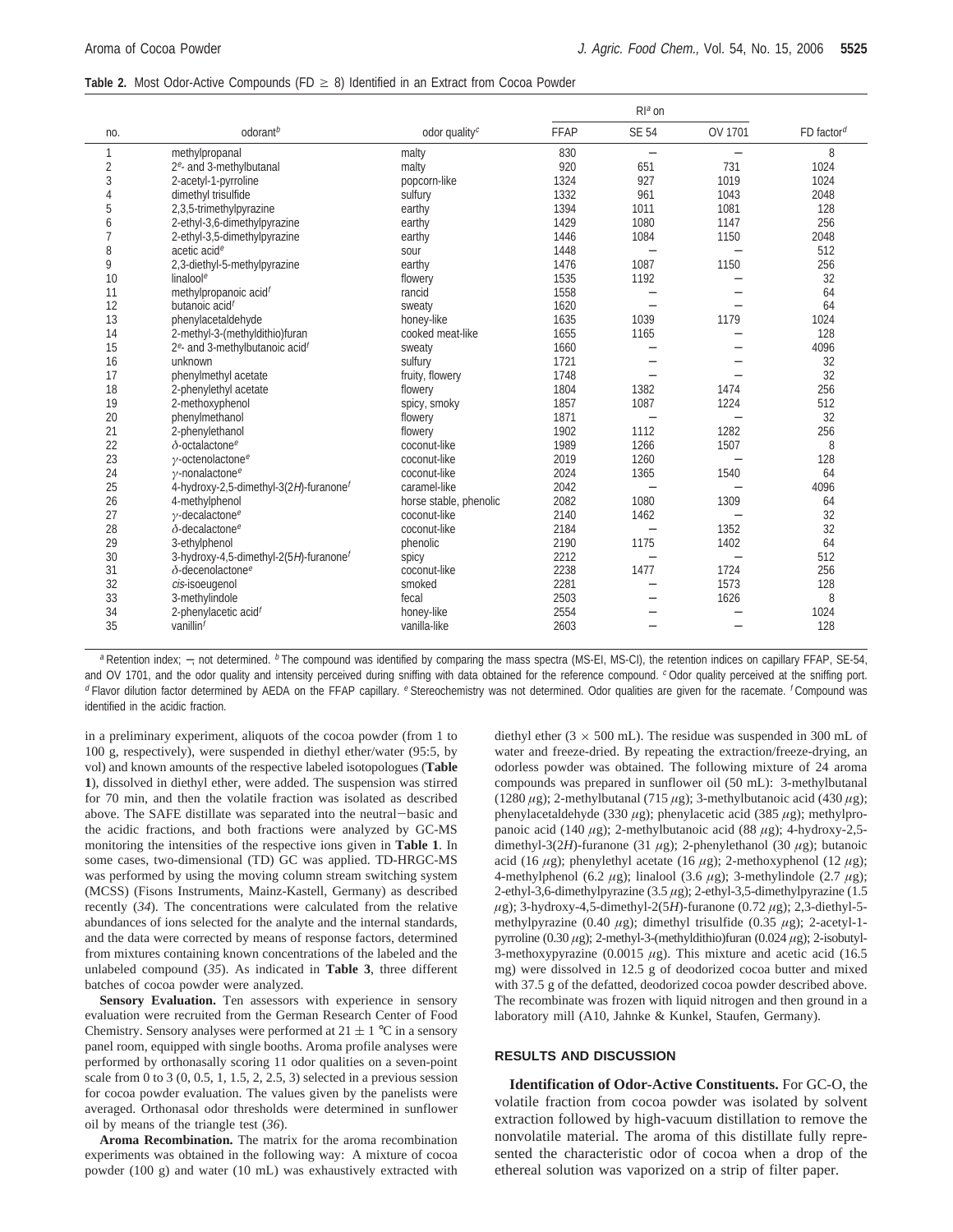**Table 2.** Most Odor-Active Compounds (FD ≥ 8) Identified in an Extract from Cocoa Powder

| no. | odorant[b] | odor quality[c] | RI[a] on | | | FD factor[d] |
|---|---|---|---|---|---|---|
| | | | FFAP | SE 54 | OV 1701 | |
| 1 | methylpropanal | malty | 830 | – | – | 8 |
| 2 | 2[e]- and 3-methylbutanal | malty | 920 | 651 | 731 | 1024 |
| 3 | 2-acetyl-1-pyrroline | popcorn-like | 1324 | 927 | 1019 | 1024 |
| 4 | dimethyl trisulfide | sulfury | 1332 | 961 | 1043 | 2048 |
| 5 | 2,3,5-trimethylpyrazine | earthy | 1394 | 1011 | 1081 | 128 |
| 6 | 2-ethyl-3,6-dimethylpyrazine | earthy | 1429 | 1080 | 1147 | 256 |
| 7 | 2-ethyl-3,5-dimethylpyrazine | earthy | 1446 | 1084 | 1150 | 2048 |
| 8 | acetic acid[e] | sour | 1448 | – | – | 512 |
| 9 | 2,3-diethyl-5-methylpyrazine | earthy | 1476 | 1087 | 1150 | 256 |
| 10 | linalool[e] | flowery | 1535 | 1192 | – | 32 |
| 11 | methylpropanoic acid[f] | rancid | 1558 | – | – | 64 |
| 12 | butanoic acid[f] | sweaty | 1620 | – | – | 64 |
| 13 | phenylacetaldehyde | honey-like | 1635 | 1039 | 1179 | 1024 |
| 14 | 2-methyl-3-(methyldithio)furan | cooked meat-like | 1655 | 1165 | – | 128 |
| 15 | 2[e]- and 3-methylbutanoic acid[f] | sweaty | 1660 | – | – | 4096 |
| 16 | unknown | sulfury | 1721 | – | – | 32 |
| 17 | phenylmethyl acetate | fruity, flowery | 1748 | – | – | 32 |
| 18 | 2-phenylethyl acetate | flowery | 1804 | 1382 | 1474 | 256 |
| 19 | 2-methoxyphenol | spicy, smoky | 1857 | 1087 | 1224 | 512 |
| 20 | phenylmethanol | flowery | 1871 | – | – | 32 |
| 21 | 2-phenylethanol | flowery | 1902 | 1112 | 1282 | 256 |
| 22 | δ-octalactone[e] | coconut-like | 1989 | 1266 | 1507 | 8 |
| 23 | γ-octenolactone[e] | coconut-like | 2019 | 1260 | – | 128 |
| 24 | γ-nonalactone[e] | coconut-like | 2024 | 1365 | 1540 | 64 |
| 25 | 4-hydroxy-2,5-dimethyl-3(2*H*)-furanone[f] | caramel-like | 2042 | – | – | 4096 |
| 26 | 4-methylphenol | horse stable, phenolic | 2082 | 1080 | 1309 | 64 |
| 27 | γ-decalactone[e] | coconut-like | 2140 | 1462 | – | 32 |
| 28 | δ-decalactone[e] | coconut-like | 2184 | – | 1352 | 32 |
| 29 | 3-ethylphenol | phenolic | 2190 | 1175 | 1402 | 64 |
| 30 | 3-hydroxy-4,5-dimethyl-2(5*H*)-furanone[f] | spicy | 2212 | – | – | 512 |
| 31 | δ-decenolactone[e] | coconut-like | 2238 | 1477 | 1724 | 256 |
| 32 | *cis*-isoeugenol | smoked | 2281 | – | 1573 | 128 |
| 33 | 3-methylindole | fecal | 2503 | – | 1626 | 8 |
| 34 | 2-phenylacetic acid[f] | honey-like | 2554 | – | – | 1024 |
| 35 | vanillin[f] | vanilla-like | 2603 | – | – | 128 |

[a] Retention index; –, not determined. [b] The compound was identified by comparing the mass spectra (MS-EI, MS-CI), the retention indices on capillary FFAP, SE-54, and OV 1701, and the odor quality and intensity perceived during sniffing with data obtained for the reference compound. [c] Odor quality perceived at the sniffing port. [d] Flavor dilution factor determined by AEDA on the FFAP capillary. [e] Stereochemistry was not determined. Odor qualities are given for the racemate. [f] Compound was identified in the acidic fraction.

in a preliminary experiment, aliquots of the cocoa powder (from 1 to 100 g, respectively), were suspended in diethyl ether/water (95:5, by vol) and known amounts of the respective labeled isotopologues (**Table 1**), dissolved in diethyl ether, were added. The suspension was stirred for 70 min, and then the volatile fraction was isolated as described above. The SAFE distillate was separated into the neutral–basic and the acidic fractions, and both fractions were analyzed by GC-MS monitoring the intensities of the respective ions given in **Table 1**. In some cases, two-dimensional (TD) GC was applied. TD-HRGC-MS was performed by using the moving column stream switching system (MCSS) (Fisons Instruments, Mainz-Kastell, Germany) as described recently (*34*). The concentrations were calculated from the relative abundances of ions selected for the analyte and the internal standards, and the data were corrected by means of response factors, determined from mixtures containing known concentrations of the labeled and the unlabeled compound (*35*). As indicated in **Table 3**, three different batches of cocoa powder were analyzed.

**Sensory Evaluation.** Ten assessors with experience in sensory evaluation were recruited from the German Research Center of Food Chemistry. Sensory analyses were performed at 21 ± 1 °C in a sensory panel room, equipped with single booths. Aroma profile analyses were performed by orthonasally scoring 11 odor qualities on a seven-point scale from 0 to 3 (0, 0.5, 1, 1.5, 2, 2.5, 3) selected in a previous session for cocoa powder evaluation. The values given by the panelists were averaged. Orthonasal odor thresholds were determined in sunflower oil by means of the triangle test (*36*).

**Aroma Recombination.** The matrix for the aroma recombination experiments was obtained in the following way: A mixture of cocoa powder (100 g) and water (10 mL) was exhaustively extracted with diethyl ether (3 × 500 mL). The residue was suspended in 300 mL of water and freeze-dried. By repeating the extraction/freeze-drying, an odorless powder was obtained. The following mixture of 24 aroma compounds was prepared in sunflower oil (50 mL): 3-methylbutanal (1280 μg); 2-methylbutanal (715 μg); 3-methylbutanoic acid (430 μg); phenylacetaldehyde (330 μg); phenylacetic acid (385 μg); methylpropanoic acid (140 μg); 2-methylbutanoic acid (88 μg); 4-hydroxy-2,5-dimethyl-3(2*H*)-furanone (31 μg); 2-phenylethanol (30 μg); butanoic acid (16 μg); phenylethyl acetate (16 μg); 2-methoxyphenol (12 μg); 4-methylphenol (6.2 μg); linalool (3.6 μg); 3-methylindole (2.7 μg); 2-ethyl-3,6-dimethylpyrazine (3.5 μg); 2-ethyl-3,5-dimethylpyrazine (1.5 μg); 3-hydroxy-4,5-dimethyl-2(5*H*)-furanone (0.72 μg); 2,3-diethyl-5-methylpyrazine (0.40 μg); dimethyl trisulfide (0.35 μg); 2-acetyl-1-pyrroline (0.30 μg); 2-methyl-3-(methyldithio)furan (0.024 μg); 2-isobutyl-3-methoxypyrazine (0.0015 μg). This mixture and acetic acid (16.5 mg) were dissolved in 12.5 g of deodorized cocoa butter and mixed with 37.5 g of the defatted, deodorized cocoa powder described above. The recombinate was frozen with liquid nitrogen and then ground in a laboratory mill (A10, Jahnke & Kunkel, Staufen, Germany).

## RESULTS AND DISCUSSION

**Identification of Odor-Active Constituents.** For GC-O, the volatile fraction from cocoa powder was isolated by solvent extraction followed by high-vacuum distillation to remove the nonvolatile material. The aroma of this distillate fully represented the characteristic odor of cocoa when a drop of the ethereal solution was vaporized on a strip of filter paper.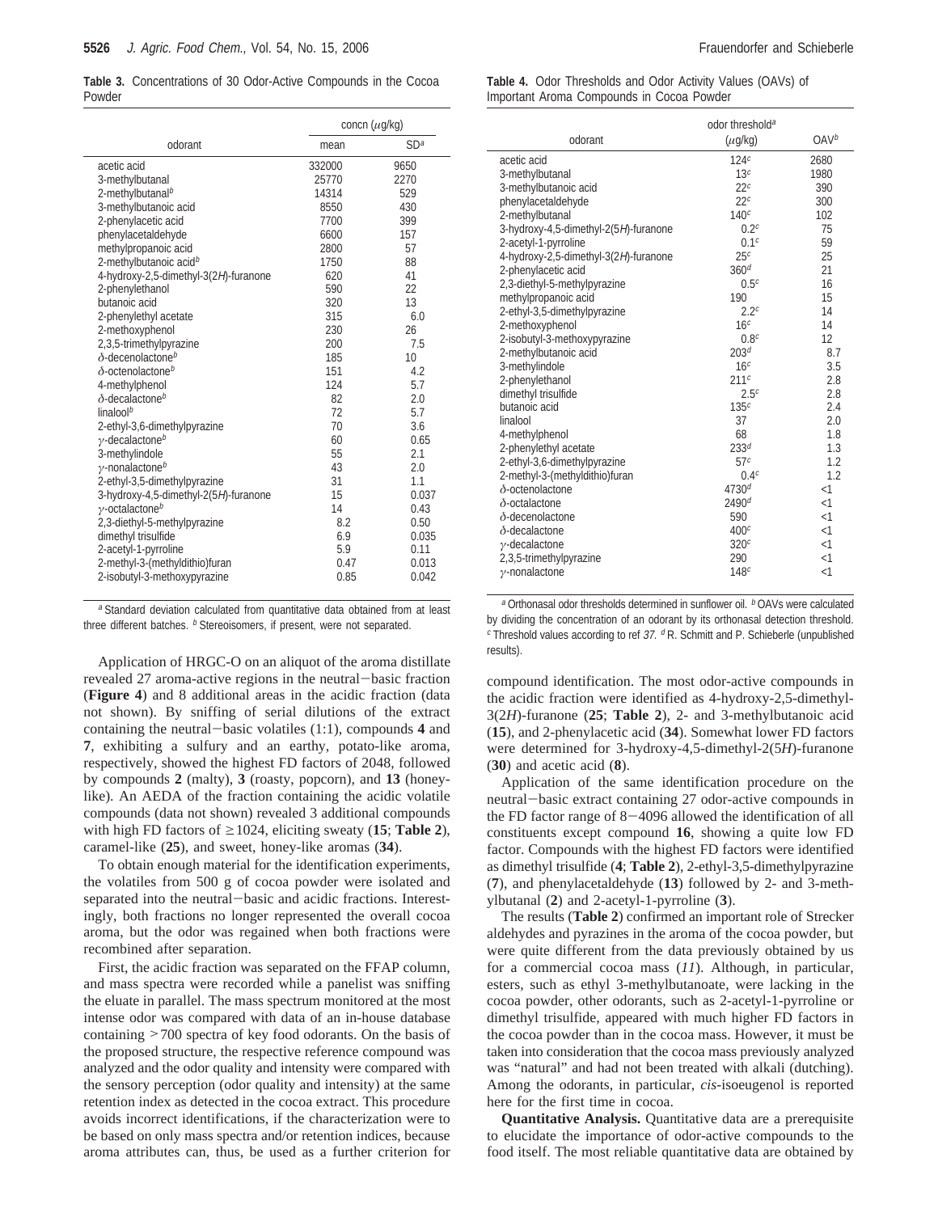**Table 3.** Concentrations of 30 Odor-Active Compounds in the Cocoa Powder

| odorant | concn (μg/kg) mean | SD[a] |
|---|---|---|
| acetic acid | 332000 | 9650 |
| 3-methylbutanal | 25770 | 2270 |
| 2-methylbutanal[b] | 14314 | 529 |
| 3-methylbutanoic acid | 8550 | 430 |
| 2-phenylacetic acid | 7700 | 399 |
| phenylacetaldehyde | 6600 | 157 |
| methylpropanoic acid | 2800 | 57 |
| 2-methylbutanoic acid[b] | 1750 | 88 |
| 4-hydroxy-2,5-dimethyl-3(2*H*)-furanone | 620 | 41 |
| 2-phenylethanol | 590 | 22 |
| butanoic acid | 320 | 13 |
| 2-phenylethyl acetate | 315 | 6.0 |
| 2-methoxyphenol | 230 | 26 |
| 2,3,5-trimethylpyrazine | 200 | 7.5 |
| δ-decenolactone[b] | 185 | 10 |
| δ-octenolactone[b] | 151 | 4.2 |
| 4-methylphenol | 124 | 5.7 |
| δ-decalactone[b] | 82 | 2.0 |
| linalool[b] | 72 | 5.7 |
| 2-ethyl-3,6-dimethylpyrazine | 70 | 3.6 |
| γ-decalactone[b] | 60 | 0.65 |
| 3-methylindole | 55 | 2.1 |
| γ-nonalactone[b] | 43 | 2.0 |
| 2-ethyl-3,5-dimethylpyrazine | 31 | 1.1 |
| 3-hydroxy-4,5-dimethyl-2(5*H*)-furanone | 15 | 0.037 |
| γ-octalactone[b] | 14 | 0.43 |
| 2,3-diethyl-5-methylpyrazine | 8.2 | 0.50 |
| dimethyl trisulfide | 6.9 | 0.035 |
| 2-acetyl-1-pyrroline | 5.9 | 0.11 |
| 2-methyl-3-(methyldithio)furan | 0.47 | 0.013 |
| 2-isobutyl-3-methoxypyrazine | 0.85 | 0.042 |

[a] Standard deviation calculated from quantitative data obtained from at least three different batches. [b] Stereoisomers, if present, were not separated.

**Table 4.** Odor Thresholds and Odor Activity Values (OAVs) of Important Aroma Compounds in Cocoa Powder

| odorant | odor threshold[a] (μg/kg) | OAV[b] |
|---|---|---|
| acetic acid | 124[c] | 2680 |
| 3-methylbutanal | 13[c] | 1980 |
| 3-methylbutanoic acid | 22[c] | 390 |
| phenylacetaldehyde | 22[c] | 300 |
| 2-methylbutanal | 140[c] | 102 |
| 3-hydroxy-4,5-dimethyl-2(5*H*)-furanone | 0.2[c] | 75 |
| 2-acetyl-1-pyrroline | 0.1[c] | 59 |
| 4-hydroxy-2,5-dimethyl-3(2*H*)-furanone | 25[c] | 25 |
| 2-phenylacetic acid | 360[d] | 21 |
| 2,3-diethyl-5-methylpyrazine | 0.5[c] | 16 |
| methylpropanoic acid | 190 | 15 |
| 2-ethyl-3,5-dimethylpyrazine | 2.2[c] | 14 |
| 2-methoxyphenol | 16[c] | 14 |
| 2-isobutyl-3-methoxypyrazine | 0.8[c] | 12 |
| 2-methylbutanoic acid | 203[d] | 8.7 |
| 3-methylindole | 16[c] | 3.5 |
| 2-phenylethanol | 211[c] | 2.8 |
| dimethyl trisulfide | 2.5[c] | 2.8 |
| butanoic acid | 135[c] | 2.4 |
| linalool | 37 | 2.0 |
| 4-methylphenol | 68 | 1.8 |
| 2-phenylethyl acetate | 233[d] | 1.3 |
| 2-ethyl-3,6-dimethylpyrazine | 57[c] | 1.2 |
| 2-methyl-3-(methyldithio)furan | 0.4[c] | 1.2 |
| δ-octenolactone | 4730[d] | <1 |
| δ-octalactone | 2490[d] | <1 |
| δ-decenolactone | 590 | <1 |
| δ-decalactone | 400[c] | <1 |
| γ-decalactone | 320[c] | <1 |
| 2,3,5-trimethylpyrazine | 290 | <1 |
| γ-nonalactone | 148[c] | <1 |

[a] Orthonasal odor thresholds determined in sunflower oil. [b] OAVs were calculated by dividing the concentration of an odorant by its orthonasal detection threshold. [c] Threshold values according to ref *37*. [d] R. Schmitt and P. Schieberle (unpublished results).

Application of HRGC-O on an aliquot of the aroma distillate revealed 27 aroma-active regions in the neutral−basic fraction (**Figure 4**) and 8 additional areas in the acidic fraction (data not shown). By sniffing of serial dilutions of the extract containing the neutral−basic volatiles (1:1), compounds **4** and **7**, exhibiting a sulfury and an earthy, potato-like aroma, respectively, showed the highest FD factors of 2048, followed by compounds **2** (malty), **3** (roasty, popcorn), and **13** (honey-like). An AEDA of the fraction containing the acidic volatile compounds (data not shown) revealed 3 additional compounds with high FD factors of ≥1024, eliciting sweaty (**15**; **Table 2**), caramel-like (**25**), and sweet, honey-like aromas (**34**).

To obtain enough material for the identification experiments, the volatiles from 500 g of cocoa powder were isolated and separated into the neutral−basic and acidic fractions. Interestingly, both fractions no longer represented the overall cocoa aroma, but the odor was regained when both fractions were recombined after separation.

First, the acidic fraction was separated on the FFAP column, and mass spectra were recorded while a panelist was sniffing the eluate in parallel. The mass spectrum monitored at the most intense odor was compared with data of an in-house database containing >700 spectra of key food odorants. On the basis of the proposed structure, the respective reference compound was analyzed and the odor quality and intensity were compared with the sensory perception (odor quality and intensity) at the same retention index as detected in the cocoa extract. This procedure avoids incorrect identifications, if the characterization were to be based on only mass spectra and/or retention indices, because aroma attributes can, thus, be used as a further criterion for compound identification. The most odor-active compounds in the acidic fraction were identified as 4-hydroxy-2,5-dimethyl-3(2*H*)-furanone (**25**; **Table 2**), 2- and 3-methylbutanoic acid (**15**), and 2-phenylacetic acid (**34**). Somewhat lower FD factors were determined for 3-hydroxy-4,5-dimethyl-2(5*H*)-furanone (**30**) and acetic acid (**8**).

Application of the same identification procedure on the neutral−basic extract containing 27 odor-active compounds in the FD factor range of 8−4096 allowed the identification of all constituents except compound **16**, showing a quite low FD factor. Compounds with the highest FD factors were identified as dimethyl trisulfide (**4**; **Table 2**), 2-ethyl-3,5-dimethylpyrazine (**7**), and phenylacetaldehyde (**13**) followed by 2- and 3-methylbutanal (**2**) and 2-acetyl-1-pyrroline (**3**).

The results (**Table 2**) confirmed an important role of Strecker aldehydes and pyrazines in the aroma of the cocoa powder, but were quite different from the data previously obtained by us for a commercial cocoa mass (*11*). Although, in particular, esters, such as ethyl 3-methylbutanoate, were lacking in the cocoa powder, other odorants, such as 2-acetyl-1-pyrroline or dimethyl trisulfide, appeared with much higher FD factors in the cocoa powder than in the cocoa mass. However, it must be taken into consideration that the cocoa mass previously analyzed was "natural" and had not been treated with alkali (dutching). Among the odorants, in particular, *cis*-isoeugenol is reported here for the first time in cocoa.

**Quantitative Analysis.** Quantitative data are a prerequisite to elucidate the importance of odor-active compounds to the food itself. The most reliable quantitative data are obtained by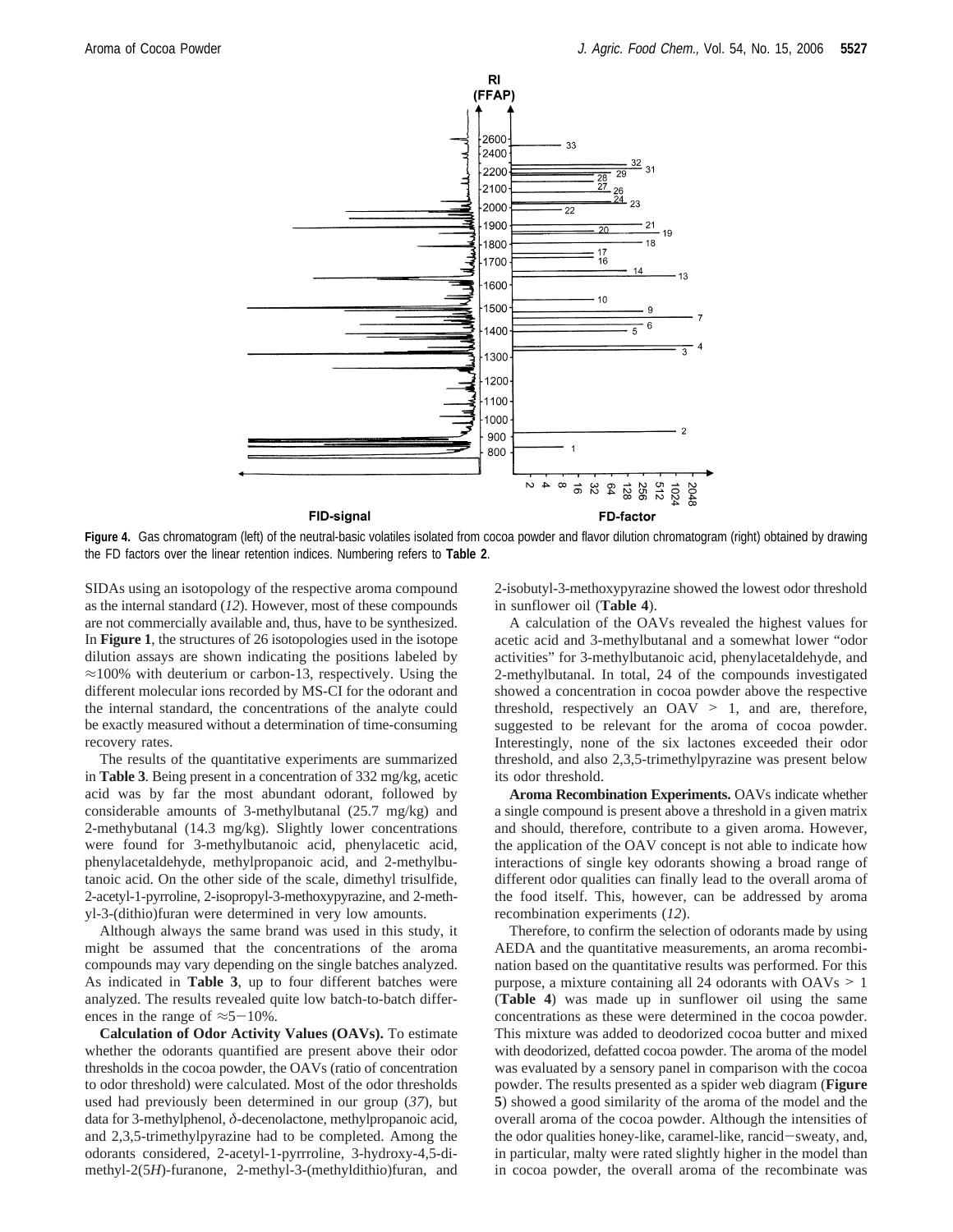**Figure 4.** Gas chromatogram (left) of the neutral-basic volatiles isolated from cocoa powder and flavor dilution chromatogram (right) obtained by drawing the FD factors over the linear retention indices. Numbering refers to **Table 2**.

SIDAs using an isotopology of the respective aroma compound as the internal standard (*12*). However, most of these compounds are not commercially available and, thus, have to be synthesized. In **Figure 1**, the structures of 26 isotopologies used in the isotope dilution assays are shown indicating the positions labeled by ≈100% with deuterium or carbon-13, respectively. Using the different molecular ions recorded by MS-CI for the odorant and the internal standard, the concentrations of the analyte could be exactly measured without a determination of time-consuming recovery rates.

The results of the quantitative experiments are summarized in **Table 3**. Being present in a concentration of 332 mg/kg, acetic acid was by far the most abundant odorant, followed by considerable amounts of 3-methylbutanal (25.7 mg/kg) and 2-methybutanal (14.3 mg/kg). Slightly lower concentrations were found for 3-methylbutanoic acid, phenylacetic acid, phenylacetaldehyde, methylpropanoic acid, and 2-methylbutanoic acid. On the other side of the scale, dimethyl trisulfide, 2-acetyl-1-pyrroline, 2-isopropyl-3-methoxypyrazine, and 2-methyl-3-(dithio)furan were determined in very low amounts.

Although always the same brand was used in this study, it might be assumed that the concentrations of the aroma compounds may vary depending on the single batches analyzed. As indicated in **Table 3**, up to four different batches were analyzed. The results revealed quite low batch-to-batch differences in the range of ≈5–10%.

**Calculation of Odor Activity Values (OAVs).** To estimate whether the odorants quantified are present above their odor thresholds in the cocoa powder, the OAVs (ratio of concentration to odor threshold) were calculated. Most of the odor thresholds used had previously been determined in our group (*37*), but data for 3-methylphenol, δ-decenolactone, methylpropanoic acid, and 2,3,5-trimethylpyrazine had to be completed. Among the odorants considered, 2-acetyl-1-pyrrroline, 3-hydroxy-4,5-dimethyl-2(5*H*)-furanone, 2-methyl-3-(methyldithio)furan, and 2-isobutyl-3-methoxypyrazine showed the lowest odor threshold in sunflower oil (**Table 4**).

A calculation of the OAVs revealed the highest values for acetic acid and 3-methylbutanal and a somewhat lower "odor activities" for 3-methylbutanoic acid, phenylacetaldehyde, and 2-methylbutanal. In total, 24 of the compounds investigated showed a concentration in cocoa powder above the respective threshold, respectively an OAV > 1, and are, therefore, suggested to be relevant for the aroma of cocoa powder. Interestingly, none of the six lactones exceeded their odor threshold, and also 2,3,5-trimethylpyrazine was present below its odor threshold.

**Aroma Recombination Experiments.** OAVs indicate whether a single compound is present above a threshold in a given matrix and should, therefore, contribute to a given aroma. However, the application of the OAV concept is not able to indicate how interactions of single key odorants showing a broad range of different odor qualities can finally lead to the overall aroma of the food itself. This, however, can be addressed by aroma recombination experiments (*12*).

Therefore, to confirm the selection of odorants made by using AEDA and the quantitative measurements, an aroma recombination based on the quantitative results was performed. For this purpose, a mixture containing all 24 odorants with OAVs > 1 (**Table 4**) was made up in sunflower oil using the same concentrations as these were determined in the cocoa powder. This mixture was added to deodorized cocoa butter and mixed with deodorized, defatted cocoa powder. The aroma of the model was evaluated by a sensory panel in comparison with the cocoa powder. The results presented as a spider web diagram (**Figure 5**) showed a good similarity of the aroma of the model and the overall aroma of the cocoa powder. Although the intensities of the odor qualities honey-like, caramel-like, rancid–sweaty, and, in particular, malty were rated slightly higher in the model than in cocoa powder, the overall aroma of the recombinate was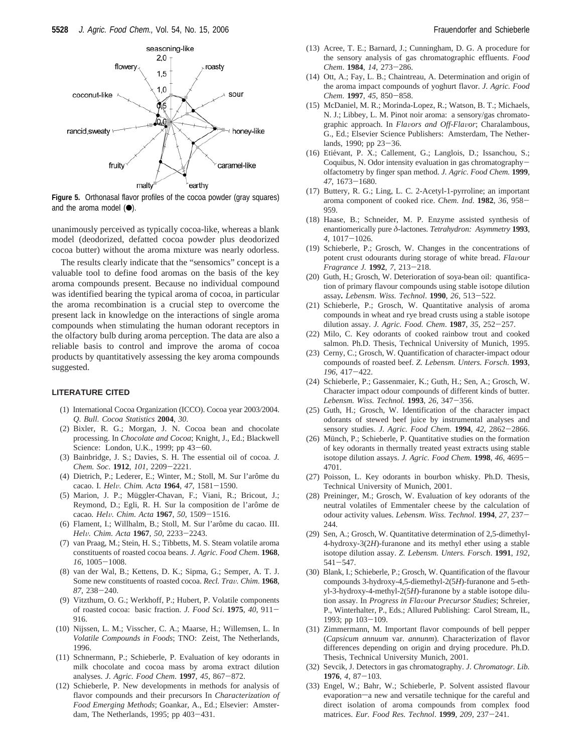**Figure 5.** Orthonasal flavor profiles of the cocoa powder (gray squares) and the aroma model (●).

unanimously perceived as typically cocoa-like, whereas a blank model (deodorized, defatted cocoa powder plus deodorized cocoa butter) without the aroma mixture was nearly odorless.

The results clearly indicate that the "sensomics" concept is a valuable tool to define food aromas on the basis of the key aroma compounds present. Because no individual compound was identified bearing the typical aroma of cocoa, in particular the aroma recombination is a crucial step to overcome the present lack in knowledge on the interactions of single aroma compounds when stimulating the human odorant receptors in the olfactory bulb during aroma perception. The data are also a reliable basis to control and improve the aroma of cocoa products by quantitatively assessing the key aroma compounds suggested.

## LITERATURE CITED

(1) International Cocoa Organization (ICCO). Cocoa year 2003/2004. *Q. Bull. Cocoa Statistics* **2004**, *30*.

(2) Bixler, R. G.; Morgan, J. N. Cocoa bean and chocolate processing. In *Chocolate and Cocoa*; Knight, J., Ed.; Blackwell Science: London, U.K., 1999; pp 43−60.

(3) Bainbridge, J. S.; Davies, S. H. The essential oil of cocoa. *J. Chem. Soc.* **1912**, *101*, 2209−2221.

(4) Dietrich, P.; Lederer, E.; Winter, M.; Stoll, M. Sur l'arôme du cacao. I. *Helv. Chim. Acta* **1964**, *47*, 1581−1590.

(5) Marion, J. P.; Müggler-Chavan, F.; Viani, R.; Bricout, J.; Reymond, D.; Egli, R. H. Sur la composition de l'arôme de cacao. *Helv. Chim. Acta* **1967**, *50*, 1509−1516.

(6) Flament, I.; Willhalm, B.; Stoll, M. Sur l'arôme du cacao. III. *Helv. Chim. Acta* **1967**, *50*, 2233−2243.

(7) van Praag, M.; Stein, H. S.; Tibbetts, M. S. Steam volatile aroma constituents of roasted cocoa beans. *J. Agric. Food Chem.* **1968**, *16*, 1005−1008.

(8) van der Wal, B.; Kettens, D. K.; Sipma, G.; Semper, A. T. J. Some new constituents of roasted cocoa. *Recl. Trav. Chim.* **1968**, *87*, 238−240.

(9) Vitzthum, O. G.; Werkhoff, P.; Hubert, P. Volatile components of roasted cocoa: basic fraction. *J. Food Sci.* **1975**, *40*, 911−916.

(10) Nijssen, L. M.; Visscher, C. A.; Maarse, H.; Willemsen, L. In *Volatile Compounds in Foods*; TNO: Zeist, The Netherlands, 1996.

(11) Schnermann, P.; Schieberle, P. Evaluation of key odorants in milk chocolate and cocoa mass by aroma extract dilution analyses. *J. Agric. Food Chem.* **1997**, *45*, 867−872.

(12) Schieberle, P. New developments in methods for analysis of flavor compounds and their precursors In *Characterization of Food Emerging Methods*; Goankar, A., Ed.; Elsevier: Amsterdam, The Netherlands, 1995; pp 403−431.

(13) Acree, T. E.; Barnard, J.; Cunningham, D. G. A procedure for the sensory analysis of gas chromatographic effluents. *Food Chem.* **1984**, *14*, 273−286.

(14) Ott, A.; Fay, L. B.; Chaintreau, A. Determination and origin of the aroma impact compounds of yoghurt flavor. *J. Agric. Food Chem.* **1997**, *45*, 850−858.

(15) McDaniel, M. R.; Morinda-Lopez, R.; Watson, B. T.; Michaels, N. J.; Libbey, L. M. Pinot noir aroma: a sensory/gas chromatographic approach. In *Flavors and Off-Flavor*; Charalambous, G., Ed.; Elsevier Science Publishers: Amsterdam, The Netherlands, 1990; pp 23−36.

(16) Etiévant, P. X.; Callement, G.; Langlois, D.; Issanchou, S.; Coquibus, N. Odor intensity evaluation in gas chromatography−olfactometry by finger span method. *J. Agric. Food Chem.* **1999**, *47*, 1673−1680.

(17) Buttery, R. G.; Ling, L. C. 2-Acetyl-1-pyrroline; an important aroma component of cooked rice. *Chem. Ind.* **1982**, *36*, 958−959.

(18) Haase, B.; Schneider, M. P. Enzyme assisted synthesis of enantiomerically pure δ-lactones. *Tetrahydron: Asymmetry* **1993**, *4*, 1017−1026.

(19) Schieberle, P.; Grosch, W. Changes in the concentrations of potent crust odourants during storage of white bread. *Flavour Fragrance J.* **1992**, *7*, 213−218.

(20) Guth, H.; Grosch, W. Deterioration of soya-bean oil: quantification of primary flavour compounds using stable isotope dilution assay**.** *Lebensm. Wiss. Technol.* **1990**, *26*, 513−522.

(21) Schieberle, P.; Grosch, W. Quantitative analysis of aroma compounds in wheat and rye bread crusts using a stable isotope dilution assay. *J. Agric. Food. Chem.* **1987**, *35*, 252−257.

(22) Milo, C. Key odorants of cooked rainbow trout and cooked salmon. Ph.D. Thesis, Technical University of Munich, 1995.

(23) Cerny, C.; Grosch, W. Quantification of character-impact odour compounds of roasted beef. *Z. Lebensm. Unters. Forsch.* **1993**, *196*, 417−422.

(24) Schieberle, P.; Gassenmaier, K.; Guth, H.; Sen, A.; Grosch, W. Character impact odour compounds of different kinds of butter. *Lebensm. Wiss. Technol.* **1993**, *26*, 347−356.

(25) Guth, H.; Grosch, W. Identification of the character impact odorants of stewed beef juice by instrumental analyses and sensory studies. *J. Agric. Food Chem.* **1994**, *42*, 2862−2866.

(26) Münch, P.; Schieberle, P. Quantitative studies on the formation of key odorants in thermally treated yeast extracts using stable isotope dilution assays. *J. Agric. Food Chem.* **1998**, *46*, 4695−4701.

(27) Poisson, L. Key odorants in bourbon whisky. Ph.D. Thesis, Technical University of Munich, 2001.

(28) Preininger, M.; Grosch, W. Evaluation of key odorants of the neutral volatiles of Emmentaler cheese by the calculation of odour activity values. *Lebensm. Wiss. Technol.* **1994**, *27*, 237−244.

(29) Sen, A.; Grosch, W. Quantitative determination of 2,5-dimethyl-4-hydroxy-3(2*H*)-furanone and its methyl ether using a stable isotope dilution assay. *Z. Lebensm. Unters. Forsch.* **1991**, *192*, 541−547.

(30) Blank, I.; Schieberle, P.; Grosch, W. Quantification of the flavour compounds 3-hydroxy-4,5-diemethyl-2(5*H*)-furanone and 5-ethyl-3-hydroxy-4-methyl-2(5*H*)-furanone by a stable isotope dilution assay. In *Progress in Flavour Precursor Studies*; Schreier, P., Winterhalter, P., Eds.; Allured Publishing: Carol Stream, IL, 1993; pp 103−109.

(31) Zimmermann, M. Important flavor compounds of bell pepper (*Capsicum annuum* var. *annunm*). Characterization of flavor differences depending on origin and drying procedure. Ph.D. Thesis, Technical University Munich, 2001.

(32) Sevcik, J. Detectors in gas chromatography. *J. Chromatogr. Lib.* **1976**, *4*, 87−103.

(33) Engel, W.; Bahr, W.; Schieberle, P. Solvent assisted flavour evaporation−a new and versatile technique for the careful and direct isolation of aroma compounds from complex food matrices. *Eur. Food Res. Technol.* **1999**, *209*, 237−241.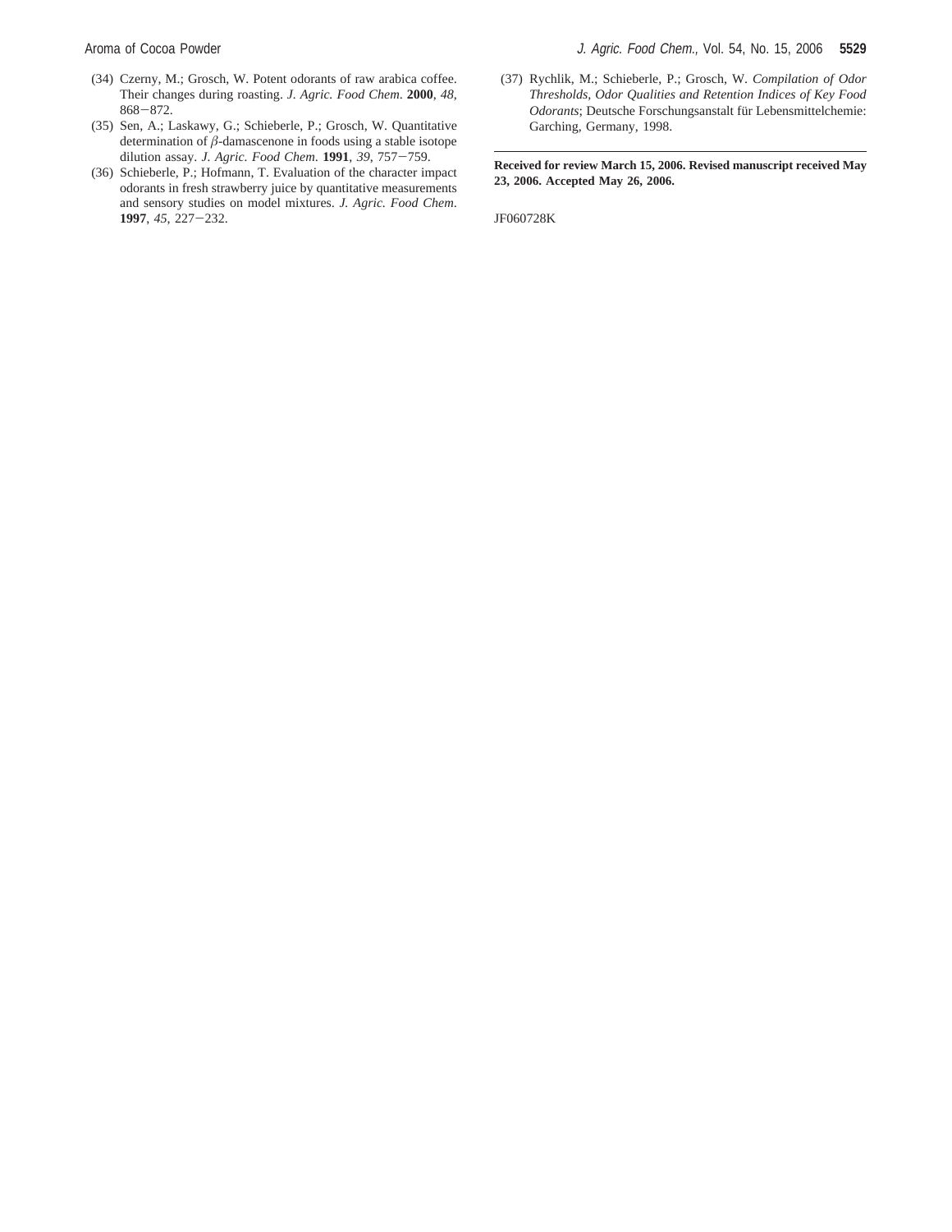(34) Czerny, M.; Grosch, W. Potent odorants of raw arabica coffee. Their changes during roasting. *J. Agric. Food Chem.* **2000**, *48*, 868−872.

(35) Sen, A.; Laskawy, G.; Schieberle, P.; Grosch, W. Quantitative determination of $\beta$-damascenone in foods using a stable isotope dilution assay. *J. Agric. Food Chem.* **1991**, *39*, 757−759.

(36) Schieberle, P.; Hofmann, T. Evaluation of the character impact odorants in fresh strawberry juice by quantitative measurements and sensory studies on model mixtures. *J. Agric. Food Chem.* **1997**, *45*, 227−232.

(37) Rychlik, M.; Schieberle, P.; Grosch, W. *Compilation of Odor Thresholds, Odor Qualities and Retention Indices of Key Food Odorants*; Deutsche Forschungsanstalt für Lebensmittelchemie: Garching, Germany, 1998.

---

**Received for review March 15, 2006. Revised manuscript received May 23, 2006. Accepted May 26, 2006.**

JF060728K